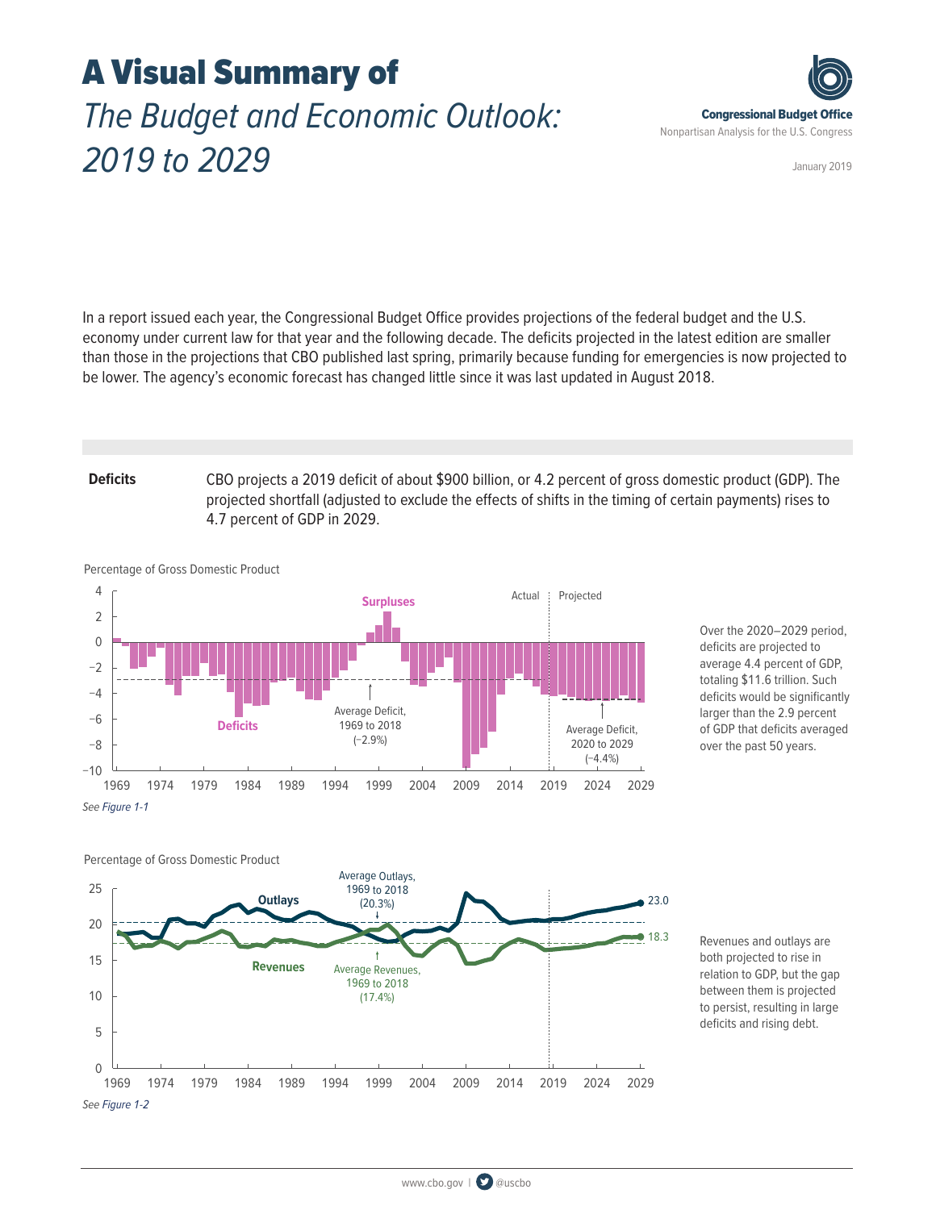# A Visual Summary of *The Budget and Economic Outlook: 2019 to 2029*

**Congressional Budget Office**
Nonpartisan Analysis for the U.S. Congress

January 2019

In a report issued each year, the Congressional Budget Office provides projections of the federal budget and the U.S. economy under current law for that year and the following decade. The deficits projected in the latest edition are smaller than those in the projections that CBO published last spring, primarily because funding for emergencies is now projected to be lower. The agency's economic forecast has changed little since it was last updated in August 2018.

**Deficits**

CBO projects a 2019 deficit of about $900 billion, or 4.2 percent of gross domestic product (GDP). The projected shortfall (adjusted to exclude the effects of shifts in the timing of certain payments) rises to 4.7 percent of GDP in 2029.

Percentage of Gross Domestic Product

Surpluses; Deficits; Actual; Projected; Average Deficit, 1969 to 2018 (−2.9%); Average Deficit, 2020 to 2029 (−4.4%)

*See Figure 1-1*

Over the 2020–2029 period, deficits are projected to average 4.4 percent of GDP, totaling $11.6 trillion. Such deficits would be significantly larger than the 2.9 percent of GDP that deficits averaged over the past 50 years.

Percentage of Gross Domestic Product

Outlays; Revenues; Average Outlays, 1969 to 2018 (20.3%); Average Revenues, 1969 to 2018 (17.4%); 23.0; 18.3

*See Figure 1-2*

Revenues and outlays are both projected to rise in relation to GDP, but the gap between them is projected to persist, resulting in large deficits and rising debt.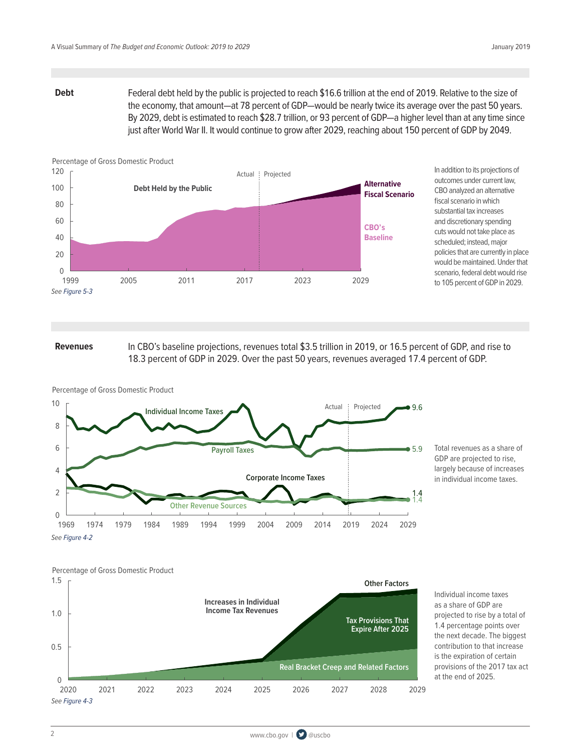## Debt

Federal debt held by the public is projected to reach $16.6 trillion at the end of 2019. Relative to the size of the economy, that amount—at 78 percent of GDP—would be nearly twice its average over the past 50 years. By 2029, debt is estimated to reach $28.7 trillion, or 93 percent of GDP—a higher level than at any time since just after World War II. It would continue to grow after 2029, reaching about 150 percent of GDP by 2049.

Percentage of Gross Domestic Product

Debt Held by the Public

Actual | Projected

Alternative Fiscal Scenario

CBO's Baseline

*See Figure 5-3*

In addition to its projections of outcomes under current law, CBO analyzed an alternative fiscal scenario in which substantial tax increases and discretionary spending cuts would not take place as scheduled; instead, major policies that are currently in place would be maintained. Under that scenario, federal debt would rise to 105 percent of GDP in 2029.

## Revenues

In CBO's baseline projections, revenues total $3.5 trillion in 2019, or 16.5 percent of GDP, and rise to 18.3 percent of GDP in 2029. Over the past 50 years, revenues averaged 17.4 percent of GDP.

Percentage of Gross Domestic Product

Individual Income Taxes: 9.6

Payroll Taxes: 5.9

Corporate Income Taxes: 1.4

Other Revenue Sources: 1.4

Actual | Projected

*See Figure 4-2*

Total revenues as a share of GDP are projected to rise, largely because of increases in individual income taxes.

Percentage of Gross Domestic Product

Increases in Individual Income Tax Revenues

Other Factors

Tax Provisions That Expire After 2025

Real Bracket Creep and Related Factors

*See Figure 4-3*

Individual income taxes as a share of GDP are projected to rise by a total of 1.4 percentage points over the next decade. The biggest contribution to that increase is the expiration of certain provisions of the 2017 tax act at the end of 2025.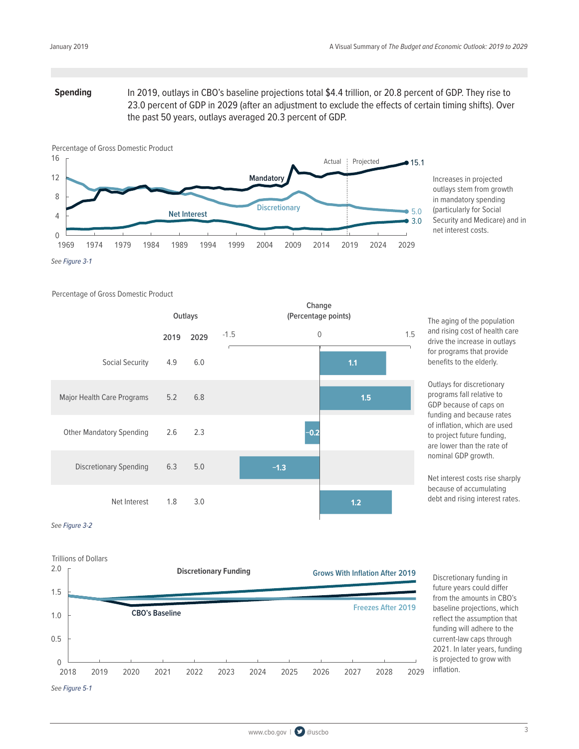## Spending

In 2019, outlays in CBO's baseline projections total $4.4 trillion, or 20.8 percent of GDP. They rise to 23.0 percent of GDP in 2029 (after an adjustment to exclude the effects of certain timing shifts). Over the past 50 years, outlays averaged 20.3 percent of GDP.

Percentage of Gross Domestic Product

Mandatory: 15.1 (2029). Discretionary: 5.0 (2029). Net Interest: 3.0 (2029). Actual | Projected.

*See Figure 3-1*

Increases in projected outlays stem from growth in mandatory spending (particularly for Social Security and Medicare) and in net interest costs.

Percentage of Gross Domestic Product

| | Outlays 2019 | Outlays 2029 | Change (Percentage points) |
|---|---|---|---|
| Social Security | 4.9 | 6.0 | 1.1 |
| Major Health Care Programs | 5.2 | 6.8 | 1.5 |
| Other Mandatory Spending | 2.6 | 2.3 | −0.2 |
| Discretionary Spending | 6.3 | 5.0 | −1.3 |
| Net Interest | 1.8 | 3.0 | 1.2 |

*See Figure 3-2*

The aging of the population and rising cost of health care drive the increase in outlays for programs that provide benefits to the elderly.

Outlays for discretionary programs fall relative to GDP because of caps on funding and because rates of inflation, which are used to project future funding, are lower than the rate of nominal GDP growth.

Net interest costs rise sharply because of accumulating debt and rising interest rates.

Trillions of Dollars

Discretionary Funding: Grows With Inflation After 2019; Freezes After 2019; CBO's Baseline.

*See Figure 5-1*

Discretionary funding in future years could differ from the amounts in CBO's baseline projections, which reflect the assumption that funding will adhere to the current-law caps through 2021. In later years, funding is projected to grow with inflation.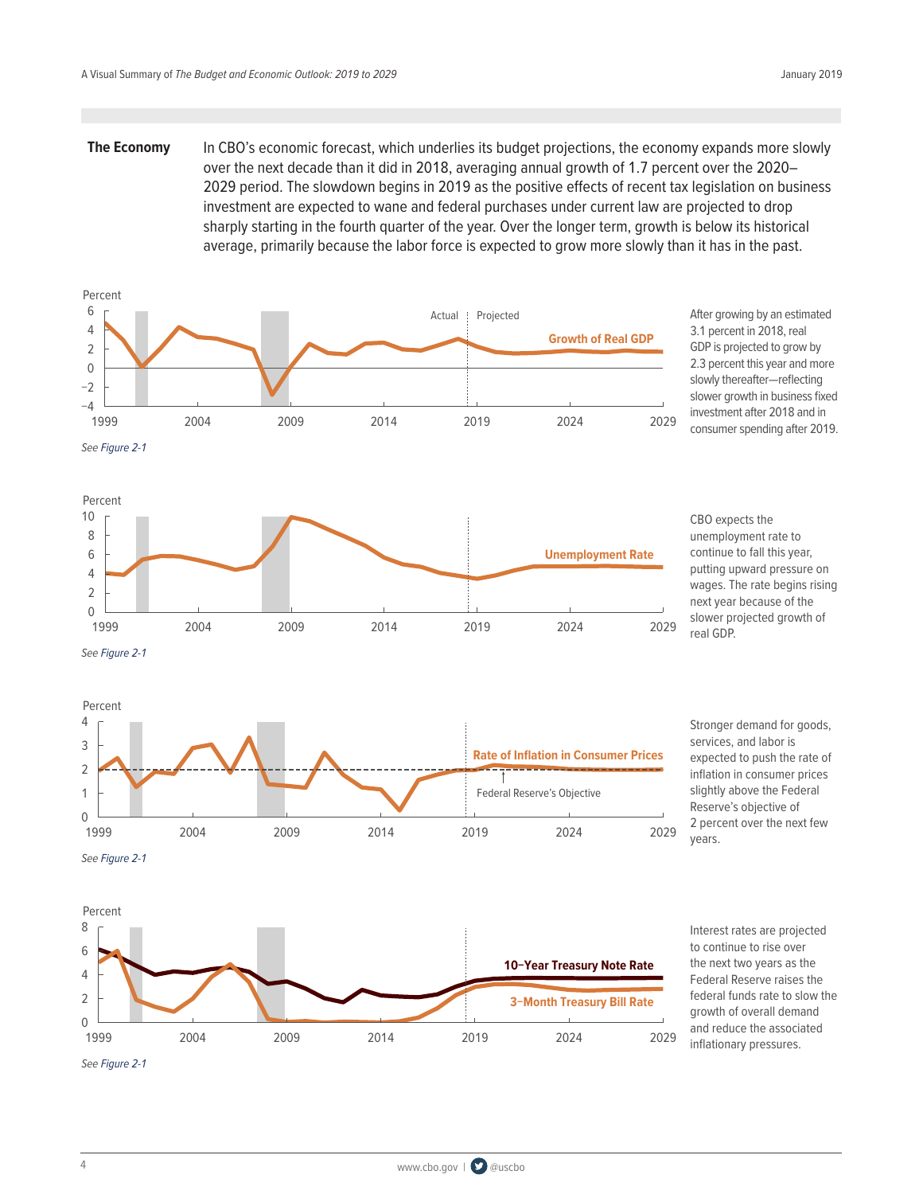## The Economy

In CBO's economic forecast, which underlies its budget projections, the economy expands more slowly over the next decade than it did in 2018, averaging annual growth of 1.7 percent over the 2020–2029 period. The slowdown begins in 2019 as the positive effects of recent tax legislation on business investment are expected to wane and federal purchases under current law are projected to drop sharply starting in the fourth quarter of the year. Over the longer term, growth is below its historical average, primarily because the labor force is expected to grow more slowly than it has in the past.

Percent
6
4
2
0
−2
−4
1999
2004
2009
2014
2019
2024
2029
Actual
Projected
Growth of Real GDP

See *Figure 2-1*

After growing by an estimated 3.1 percent in 2018, real GDP is projected to grow by 2.3 percent this year and more slowly thereafter—reflecting slower growth in business fixed investment after 2018 and in consumer spending after 2019.

Percent
10
8
6
4
2
0
1999
2004
2009
2014
2019
2024
2029
Unemployment Rate

See *Figure 2-1*

CBO expects the unemployment rate to continue to fall this year, putting upward pressure on wages. The rate begins rising next year because of the slower projected growth of real GDP.

Percent
4
3
2
1
0
1999
2004
2009
2014
2019
2024
2029
Rate of Inflation in Consumer Prices
Federal Reserve's Objective

See *Figure 2-1*

Stronger demand for goods, services, and labor is expected to push the rate of inflation in consumer prices slightly above the Federal Reserve's objective of 2 percent over the next few years.

Percent
8
6
4
2
0
1999
2004
2009
2014
2019
2024
2029
10-Year Treasury Note Rate
3-Month Treasury Bill Rate

See *Figure 2-1*

Interest rates are projected to continue to rise over the next two years as the Federal Reserve raises the federal funds rate to slow the growth of overall demand and reduce the associated inflationary pressures.